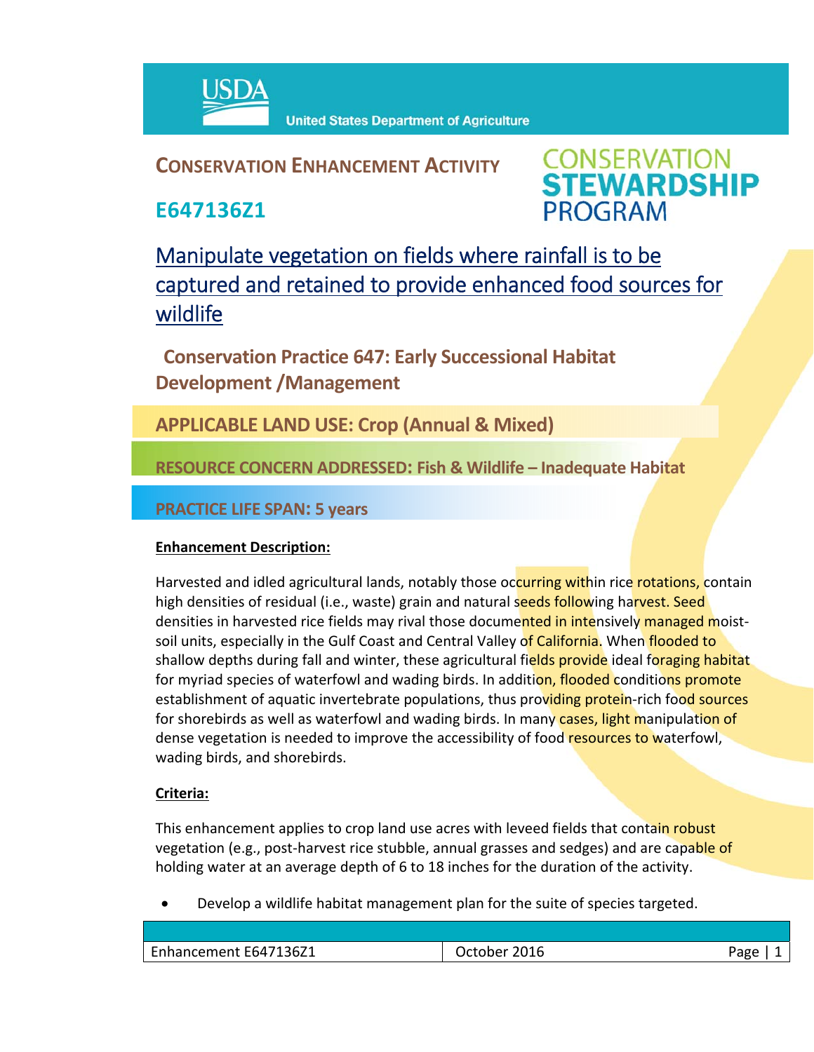USDA United States Department of Agriculture

## CONSERVATION ENHANCEMENT ACTIVITY

## E647136Z1

CONSERVATION STEWARDSHIP PROGRAM

# Manipulate vegetation on fields where rainfall is to be captured and retained to provide enhanced food sources for wildlife

## Conservation Practice 647: Early Successional Habitat Development /Management

### APPLICABLE LAND USE: Crop (Annual & Mixed)

### RESOURCE CONCERN ADDRESSED: Fish & Wildlife – Inadequate Habitat

### PRACTICE LIFE SPAN: 5 years

**Enhancement Description:**

Harvested and idled agricultural lands, notably those occurring within rice rotations, contain high densities of residual (i.e., waste) grain and natural seeds following harvest. Seed densities in harvested rice fields may rival those documented in intensively managed moist-soil units, especially in the Gulf Coast and Central Valley of California. When flooded to shallow depths during fall and winter, these agricultural fields provide ideal foraging habitat for myriad species of waterfowl and wading birds. In addition, flooded conditions promote establishment of aquatic invertebrate populations, thus providing protein-rich food sources for shorebirds as well as waterfowl and wading birds. In many cases, light manipulation of dense vegetation is needed to improve the accessibility of food resources to waterfowl, wading birds, and shorebirds.

**Criteria:**

This enhancement applies to crop land use acres with leveed fields that contain robust vegetation (e.g., post-harvest rice stubble, annual grasses and sedges) and are capable of holding water at an average depth of 6 to 18 inches for the duration of the activity.

- Develop a wildlife habitat management plan for the suite of species targeted.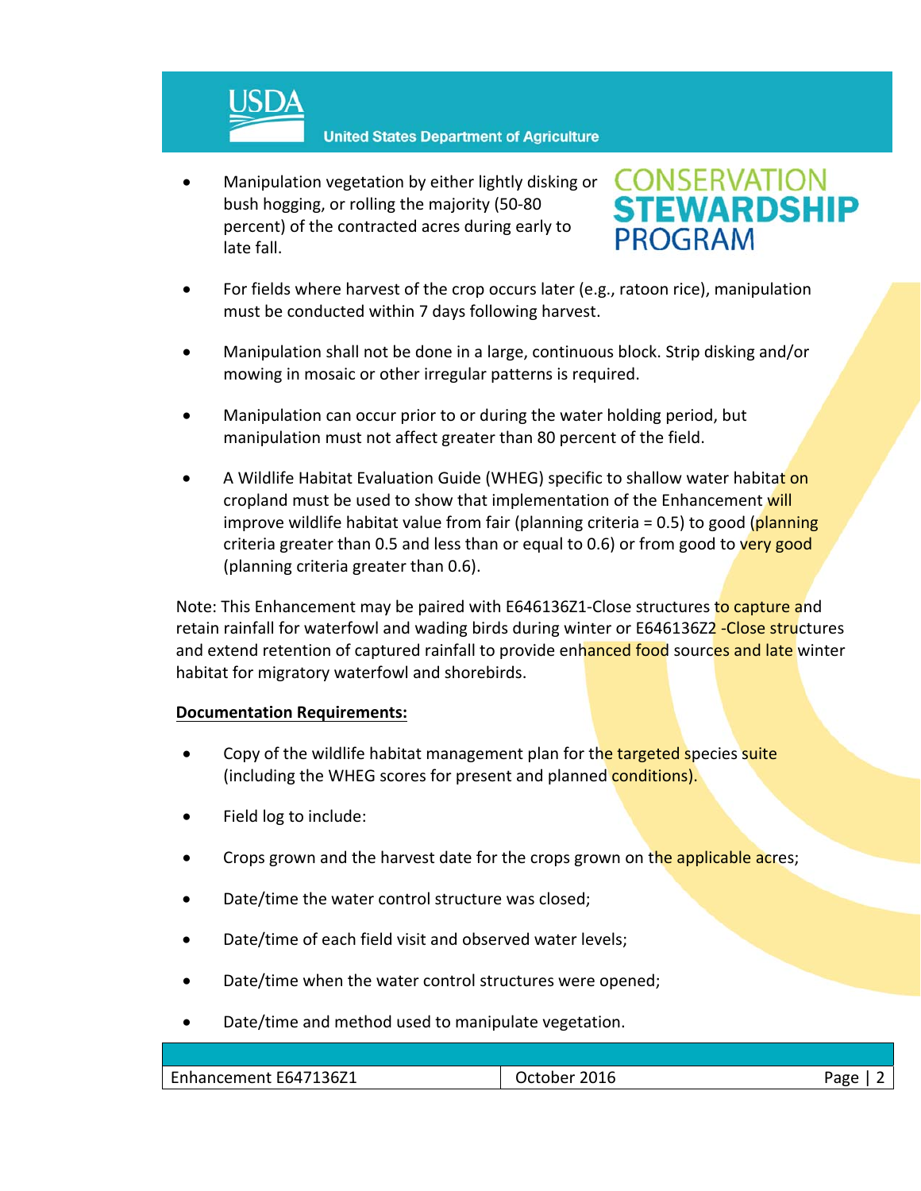- Manipulation vegetation by either lightly disking or bush hogging, or rolling the majority (50-80 percent) of the contracted acres during early to late fall.

- For fields where harvest of the crop occurs later (e.g., ratoon rice), manipulation must be conducted within 7 days following harvest.

- Manipulation shall not be done in a large, continuous block. Strip disking and/or mowing in mosaic or other irregular patterns is required.

- Manipulation can occur prior to or during the water holding period, but manipulation must not affect greater than 80 percent of the field.

- A Wildlife Habitat Evaluation Guide (WHEG) specific to shallow water habitat on cropland must be used to show that implementation of the Enhancement will improve wildlife habitat value from fair (planning criteria = 0.5) to good (planning criteria greater than 0.5 and less than or equal to 0.6) or from good to very good (planning criteria greater than 0.6).

Note: This Enhancement may be paired with E646136Z1-Close structures to capture and retain rainfall for waterfowl and wading birds during winter or E646136Z2 -Close structures and extend retention of captured rainfall to provide enhanced food sources and late winter habitat for migratory waterfowl and shorebirds.

**Documentation Requirements:**

- Copy of the wildlife habitat management plan for the targeted species suite (including the WHEG scores for present and planned conditions).

- Field log to include:

- Crops grown and the harvest date for the crops grown on the applicable acres;

- Date/time the water control structure was closed;

- Date/time of each field visit and observed water levels;

- Date/time when the water control structures were opened;

- Date/time and method used to manipulate vegetation.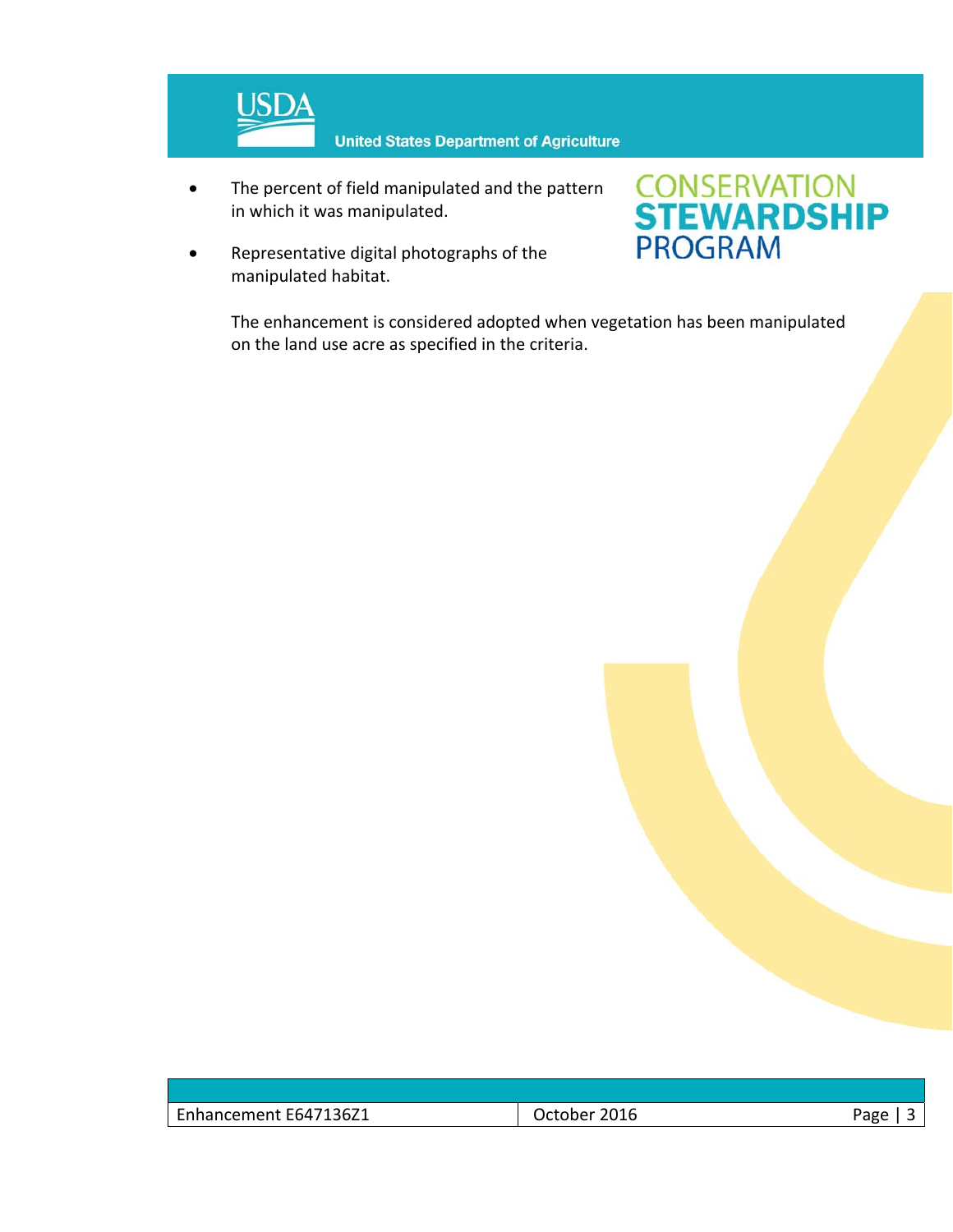- The percent of field manipulated and the pattern in which it was manipulated.
- Representative digital photographs of the manipulated habitat.

The enhancement is considered adopted when vegetation has been manipulated on the land use acre as specified in the criteria.